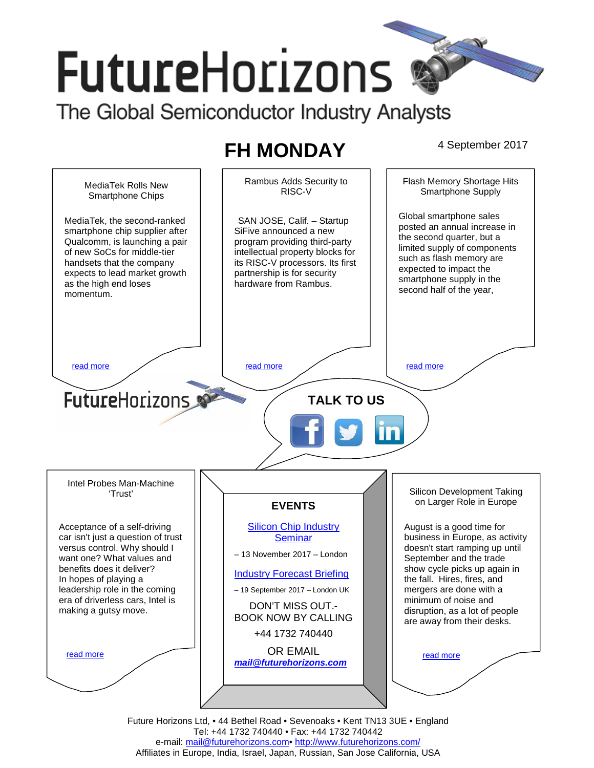# FutureHorizons

The Global Semiconductor Industry Analysts

## FH MONDAY

4 September 2017

### MediaTek Rolls New Smartphone Chips

MediaTek, the second-ranked smartphone chip supplier after Qualcomm, is launching a pair of new SoCs for middle-tier handsets that the company expects to lead market growth as the high end loses momentum.

read more

### Rambus Adds Security to RISC-V

SAN JOSE, Calif. – Startup SiFive announced a new program providing third-party intellectual property blocks for its RISC-V processors. Its first partnership is for security hardware from Rambus.

read more

### Flash Memory Shortage Hits Smartphone Supply

Global smartphone sales posted an annual increase in the second quarter, but a limited supply of components such as flash memory are expected to impact the smartphone supply in the second half of the year,

read more

FutureHorizons

**TALK TO US**

### Intel Probes Man-Machine 'Trust'

Acceptance of a self-driving car isn't just a question of trust versus control. Why should I want one? What values and benefits does it deliver? In hopes of playing a leadership role in the coming era of driverless cars, Intel is making a gutsy move.

read more

### EVENTS

Silicon Chip Industry Seminar

– 13 November 2017 – London

Industry Forecast Briefing

– 19 September 2017 – London UK

DON'T MISS OUT.- BOOK NOW BY CALLING

+44 1732 740440

OR EMAIL

***mail@futurehorizons.com***

### Silicon Development Taking on Larger Role in Europe

August is a good time for business in Europe, as activity doesn't start ramping up until September and the trade show cycle picks up again in the fall. Hires, fires, and mergers are done with a minimum of noise and disruption, as a lot of people are away from their desks.

read more

Future Horizons Ltd, • 44 Bethel Road • Sevenoaks • Kent TN13 3UE • England
Tel: +44 1732 740440 • Fax: +44 1732 740442
e-mail: mail@futurehorizons.com• http://www.futurehorizons.com/
Affiliates in Europe, India, Israel, Japan, Russian, San Jose California, USA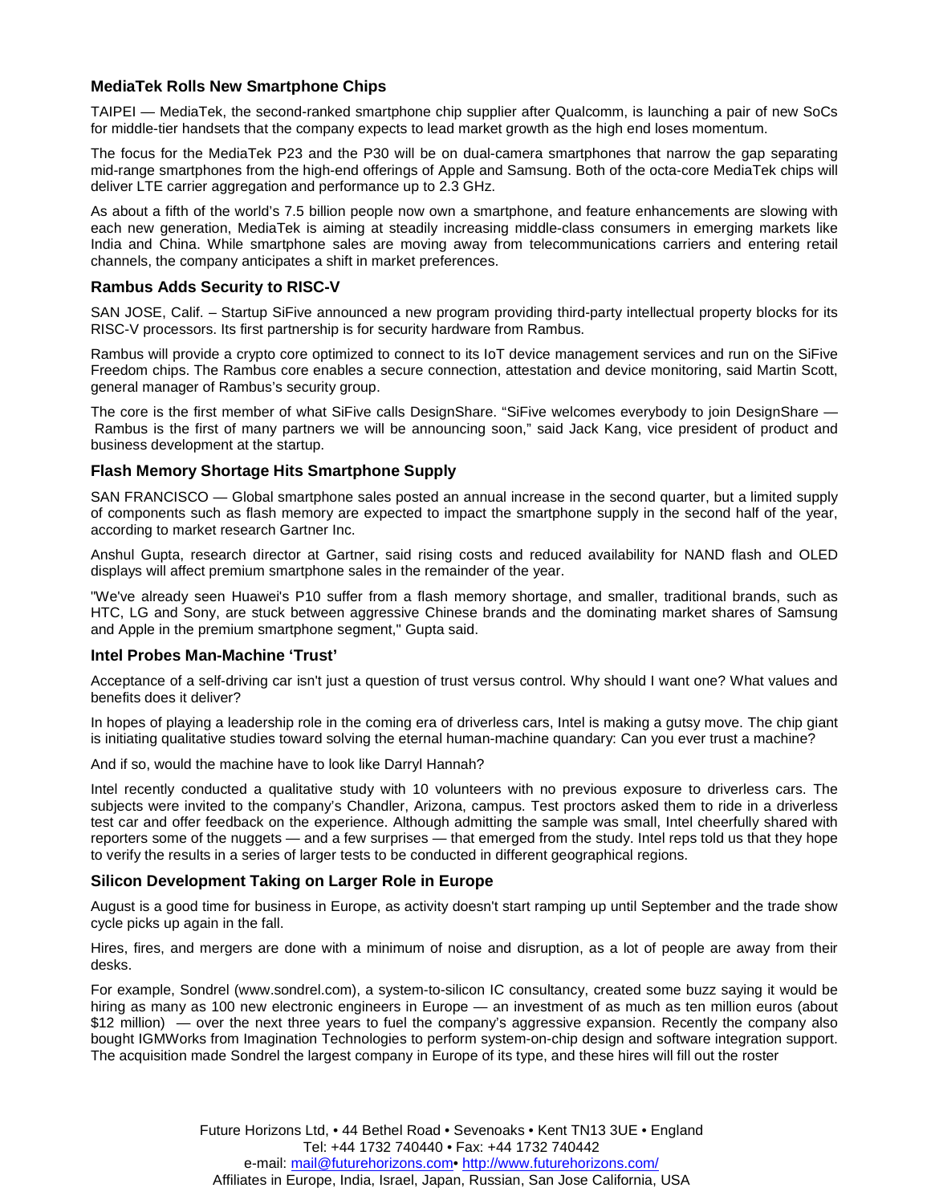### MediaTek Rolls New Smartphone Chips

TAIPEI — MediaTek, the second-ranked smartphone chip supplier after Qualcomm, is launching a pair of new SoCs for middle-tier handsets that the company expects to lead market growth as the high end loses momentum.

The focus for the MediaTek P23 and the P30 will be on dual-camera smartphones that narrow the gap separating mid-range smartphones from the high-end offerings of Apple and Samsung. Both of the octa-core MediaTek chips will deliver LTE carrier aggregation and performance up to 2.3 GHz.

As about a fifth of the world's 7.5 billion people now own a smartphone, and feature enhancements are slowing with each new generation, MediaTek is aiming at steadily increasing middle-class consumers in emerging markets like India and China. While smartphone sales are moving away from telecommunications carriers and entering retail channels, the company anticipates a shift in market preferences.

### Rambus Adds Security to RISC-V

SAN JOSE, Calif. – Startup SiFive announced a new program providing third-party intellectual property blocks for its RISC-V processors. Its first partnership is for security hardware from Rambus.

Rambus will provide a crypto core optimized to connect to its IoT device management services and run on the SiFive Freedom chips. The Rambus core enables a secure connection, attestation and device monitoring, said Martin Scott, general manager of Rambus's security group.

The core is the first member of what SiFive calls DesignShare. "SiFive welcomes everybody to join DesignShare — Rambus is the first of many partners we will be announcing soon," said Jack Kang, vice president of product and business development at the startup.

### Flash Memory Shortage Hits Smartphone Supply

SAN FRANCISCO — Global smartphone sales posted an annual increase in the second quarter, but a limited supply of components such as flash memory are expected to impact the smartphone supply in the second half of the year, according to market research Gartner Inc.

Anshul Gupta, research director at Gartner, said rising costs and reduced availability for NAND flash and OLED displays will affect premium smartphone sales in the remainder of the year.

"We've already seen Huawei's P10 suffer from a flash memory shortage, and smaller, traditional brands, such as HTC, LG and Sony, are stuck between aggressive Chinese brands and the dominating market shares of Samsung and Apple in the premium smartphone segment," Gupta said.

### Intel Probes Man-Machine 'Trust'

Acceptance of a self-driving car isn't just a question of trust versus control. Why should I want one? What values and benefits does it deliver?

In hopes of playing a leadership role in the coming era of driverless cars, Intel is making a gutsy move. The chip giant is initiating qualitative studies toward solving the eternal human-machine quandary: Can you ever trust a machine?

And if so, would the machine have to look like Darryl Hannah?

Intel recently conducted a qualitative study with 10 volunteers with no previous exposure to driverless cars. The subjects were invited to the company's Chandler, Arizona, campus. Test proctors asked them to ride in a driverless test car and offer feedback on the experience. Although admitting the sample was small, Intel cheerfully shared with reporters some of the nuggets — and a few surprises — that emerged from the study. Intel reps told us that they hope to verify the results in a series of larger tests to be conducted in different geographical regions.

### Silicon Development Taking on Larger Role in Europe

August is a good time for business in Europe, as activity doesn't start ramping up until September and the trade show cycle picks up again in the fall.

Hires, fires, and mergers are done with a minimum of noise and disruption, as a lot of people are away from their desks.

For example, Sondrel (www.sondrel.com), a system-to-silicon IC consultancy, created some buzz saying it would be hiring as many as 100 new electronic engineers in Europe — an investment of as much as ten million euros (about $12 million) — over the next three years to fuel the company's aggressive expansion. Recently the company also bought IGMWorks from Imagination Technologies to perform system-on-chip design and software integration support. The acquisition made Sondrel the largest company in Europe of its type, and these hires will fill out the roster